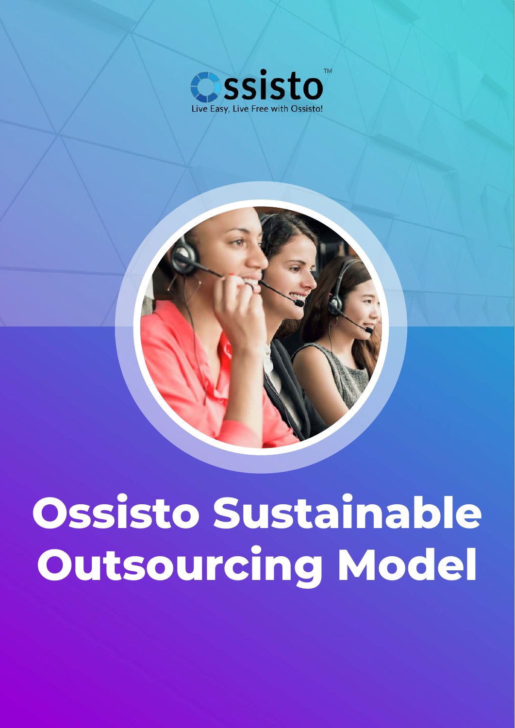Ossisto™

Live Easy, Live Free with Ossisto!

# Ossisto Sustainable Outsourcing Model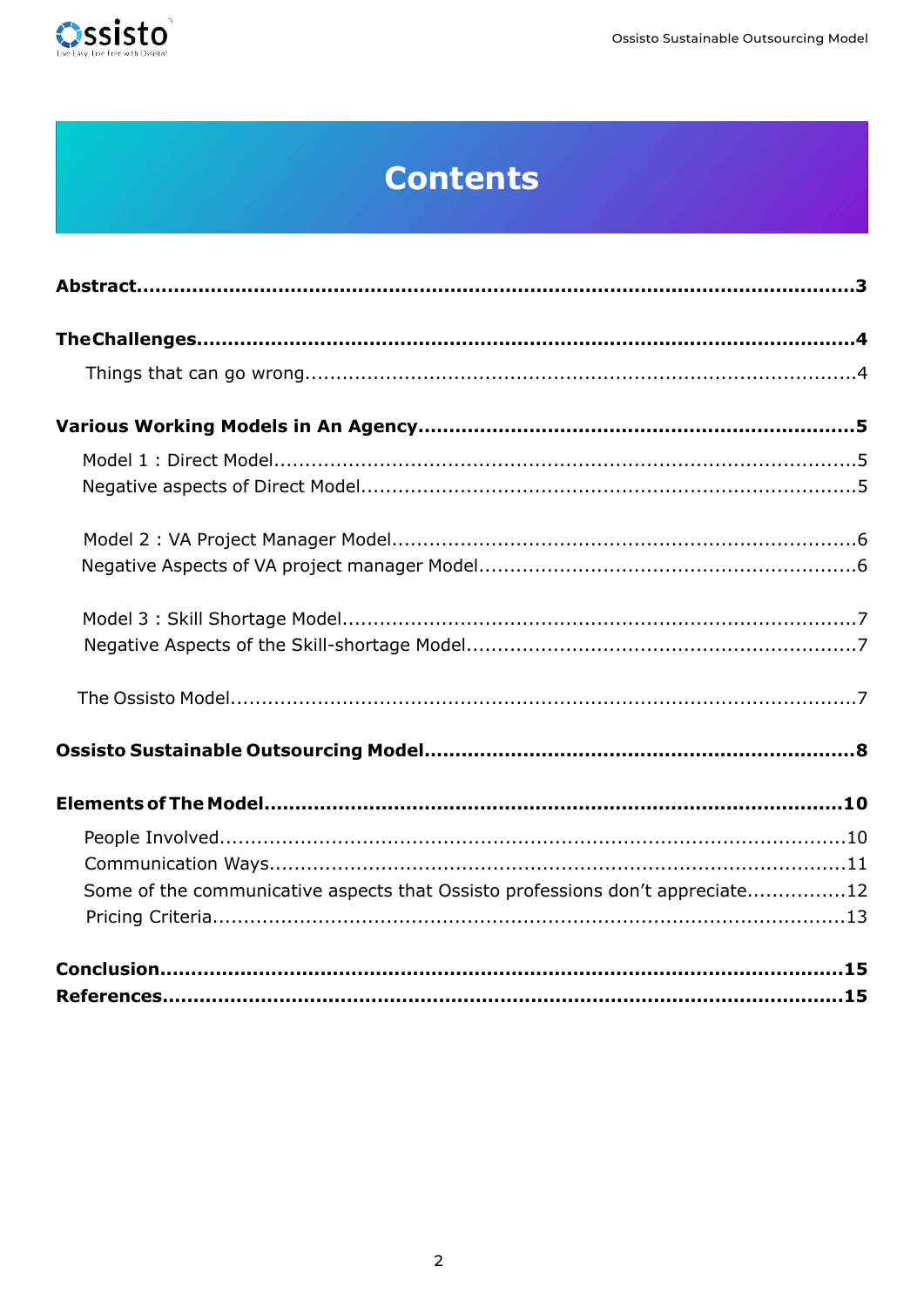# Contents

**Abstract....................................................................................................3**

**The Challenges..........................................................................................4**

Things that can go wrong.............................................................................4

**Various Working Models in An Agency......................................................5**

Model 1 : Direct Model...................................................................................5
Negative aspects of Direct Model..................................................................5

Model 2 : VA Project Manager Model.............................................................6
Negative Aspects of VA project manager Model.............................................6

Model 3 : Skill Shortage Model.......................................................................7
Negative Aspects of the Skill-shortage Model................................................7

The Ossisto Model..........................................................................................7

**Ossisto Sustainable Outsourcing Model.....................................................8**

**Elements of The Model.............................................................................10**

People Involved............................................................................................10
Communication Ways...................................................................................11
Some of the communicative aspects that Ossisto professions don't appreciate................12
Pricing Criteria.............................................................................................13

**Conclusion...............................................................................................15**
**References...............................................................................................15**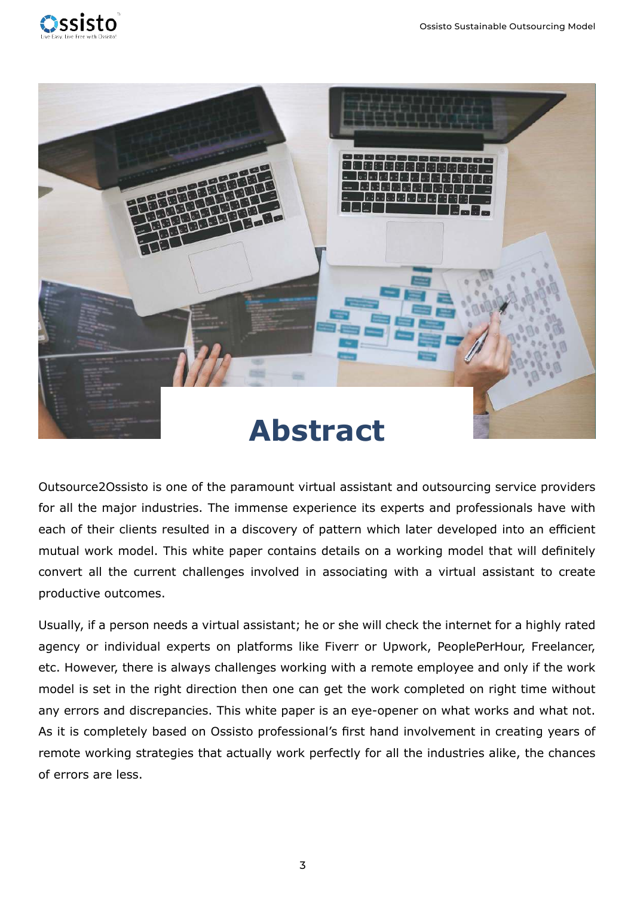# Abstract

Outsource2Ossisto is one of the paramount virtual assistant and outsourcing service providers for all the major industries. The immense experience its experts and professionals have with each of their clients resulted in a discovery of pattern which later developed into an efficient mutual work model. This white paper contains details on a working model that will definitely convert all the current challenges involved in associating with a virtual assistant to create productive outcomes.

Usually, if a person needs a virtual assistant; he or she will check the internet for a highly rated agency or individual experts on platforms like Fiverr or Upwork, PeoplePerHour, Freelancer, etc. However, there is always challenges working with a remote employee and only if the work model is set in the right direction then one can get the work completed on right time without any errors and discrepancies. This white paper is an eye-opener on what works and what not. As it is completely based on Ossisto professional's first hand involvement in creating years of remote working strategies that actually work perfectly for all the industries alike, the chances of errors are less.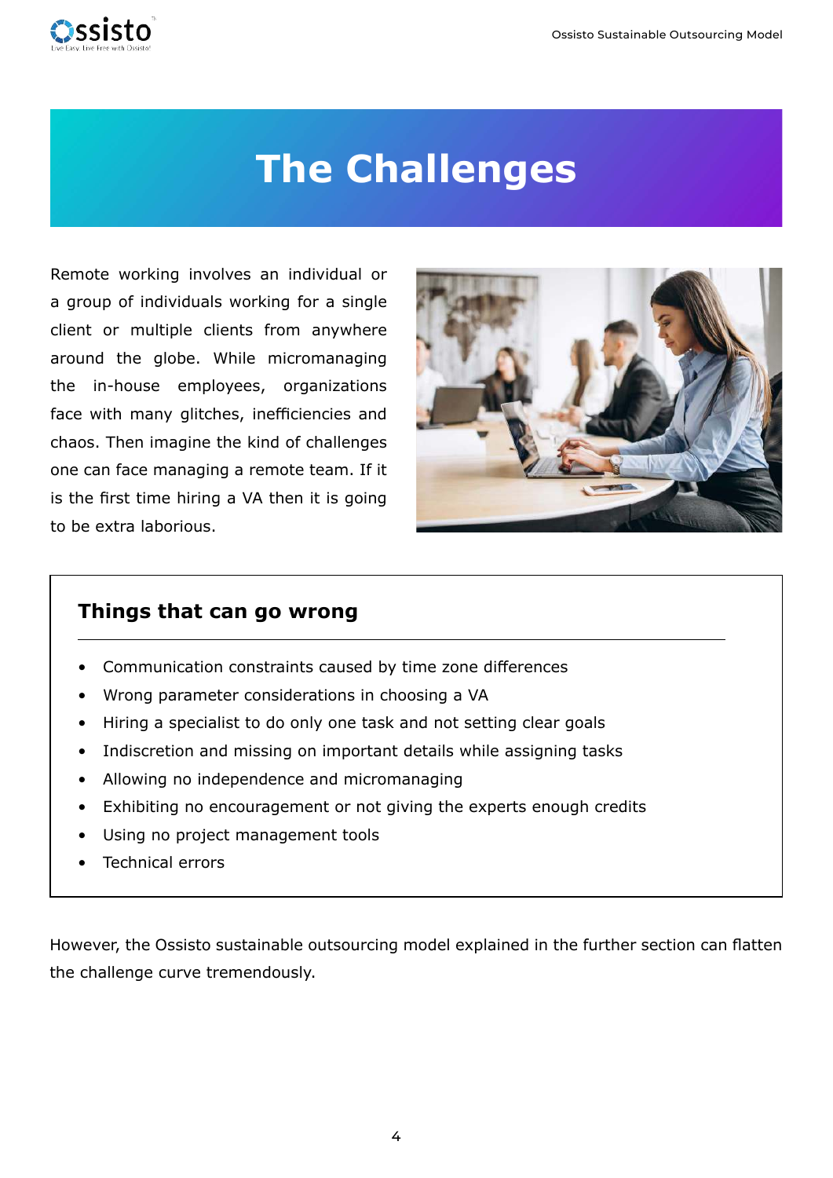# The Challenges

Remote working involves an individual or a group of individuals working for a single client or multiple clients from anywhere around the globe. While micromanaging the in-house employees, organizations face with many glitches, inefficiencies and chaos. Then imagine the kind of challenges one can face managing a remote team. If it is the first time hiring a VA then it is going to be extra laborious.

## Things that can go wrong

- Communication constraints caused by time zone differences
- Wrong parameter considerations in choosing a VA
- Hiring a specialist to do only one task and not setting clear goals
- Indiscretion and missing on important details while assigning tasks
- Allowing no independence and micromanaging
- Exhibiting no encouragement or not giving the experts enough credits
- Using no project management tools
- Technical errors

However, the Ossisto sustainable outsourcing model explained in the further section can flatten the challenge curve tremendously.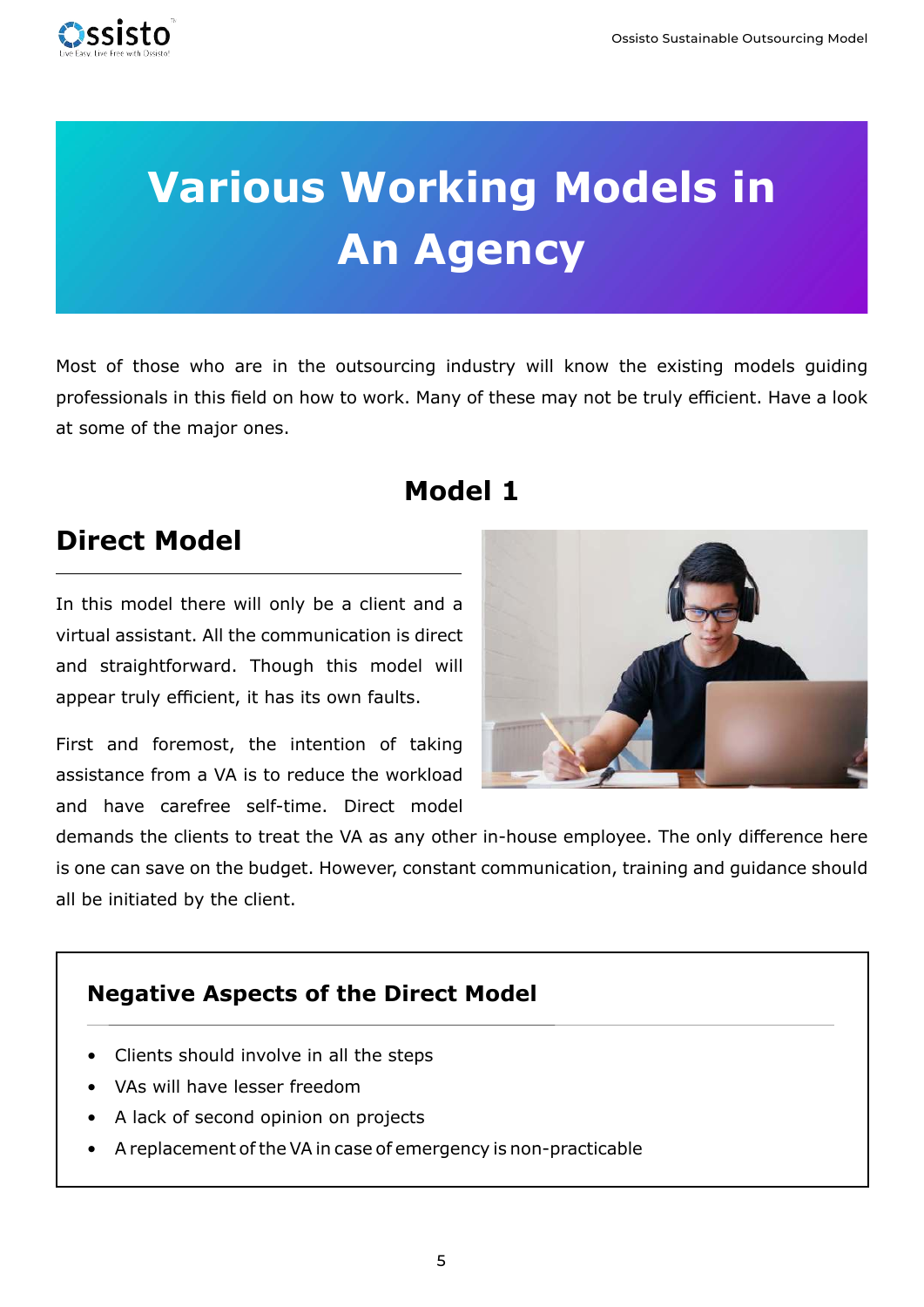# Various Working Models in An Agency

Most of those who are in the outsourcing industry will know the existing models guiding professionals in this field on how to work. Many of these may not be truly efficient. Have a look at some of the major ones.

## Model 1

### Direct Model

In this model there will only be a client and a virtual assistant. All the communication is direct and straightforward. Though this model will appear truly efficient, it has its own faults.

First and foremost, the intention of taking assistance from a VA is to reduce the workload and have carefree self-time. Direct model demands the clients to treat the VA as any other in-house employee. The only difference here is one can save on the budget. However, constant communication, training and guidance should all be initiated by the client.

#### Negative Aspects of the Direct Model

- Clients should involve in all the steps
- VAs will have lesser freedom
- A lack of second opinion on projects
- A replacement of the VA in case of emergency is non-practicable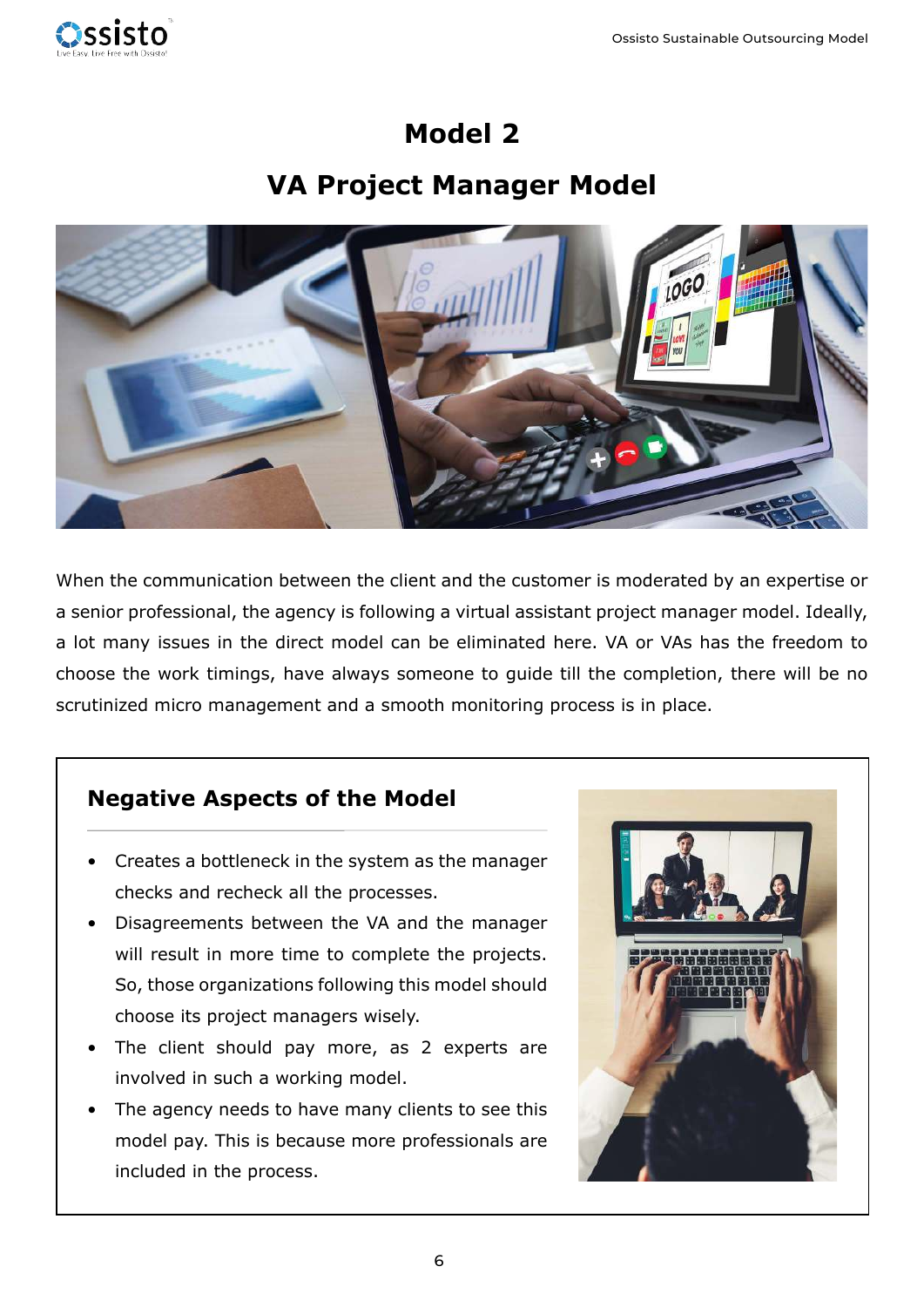# Model 2

## VA Project Manager Model

When the communication between the client and the customer is moderated by an expertise or a senior professional, the agency is following a virtual assistant project manager model. Ideally, a lot many issues in the direct model can be eliminated here. VA or VAs has the freedom to choose the work timings, have always someone to guide till the completion, there will be no scrutinized micro management and a smooth monitoring process is in place.

### Negative Aspects of the Model

- Creates a bottleneck in the system as the manager checks and recheck all the processes.
- Disagreements between the VA and the manager will result in more time to complete the projects. So, those organizations following this model should choose its project managers wisely.
- The client should pay more, as 2 experts are involved in such a working model.
- The agency needs to have many clients to see this model pay. This is because more professionals are included in the process.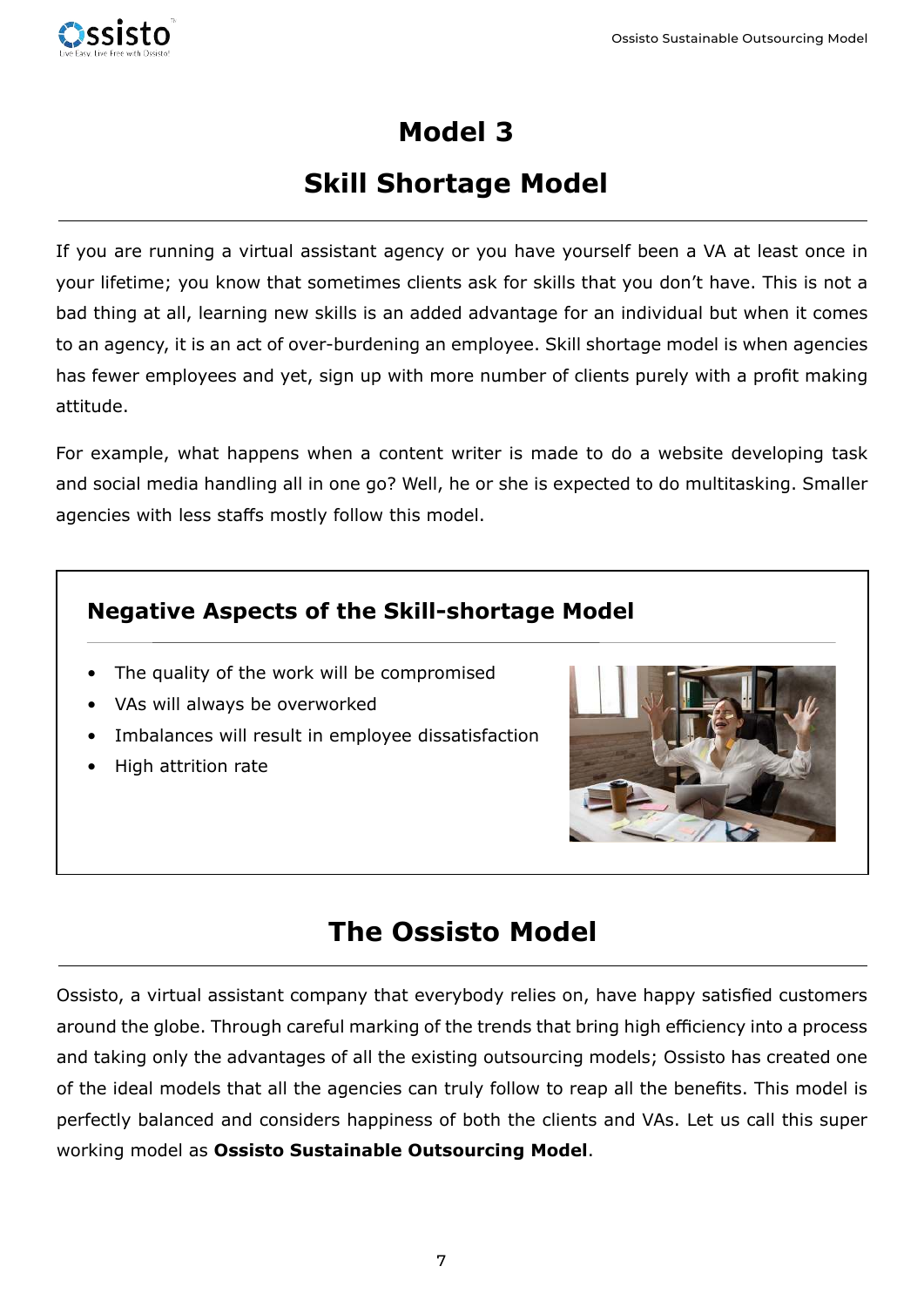# Model 3

# Skill Shortage Model

If you are running a virtual assistant agency or you have yourself been a VA at least once in your lifetime; you know that sometimes clients ask for skills that you don't have. This is not a bad thing at all, learning new skills is an added advantage for an individual but when it comes to an agency, it is an act of over-burdening an employee. Skill shortage model is when agencies has fewer employees and yet, sign up with more number of clients purely with a profit making attitude.

For example, what happens when a content writer is made to do a website developing task and social media handling all in one go? Well, he or she is expected to do multitasking. Smaller agencies with less staffs mostly follow this model.

### Negative Aspects of the Skill-shortage Model

- The quality of the work will be compromised
- VAs will always be overworked
- Imbalances will result in employee dissatisfaction
- High attrition rate

# The Ossisto Model

Ossisto, a virtual assistant company that everybody relies on, have happy satisfied customers around the globe. Through careful marking of the trends that bring high efficiency into a process and taking only the advantages of all the existing outsourcing models; Ossisto has created one of the ideal models that all the agencies can truly follow to reap all the benefits. This model is perfectly balanced and considers happiness of both the clients and VAs. Let us call this super working model as **Ossisto Sustainable Outsourcing Model**.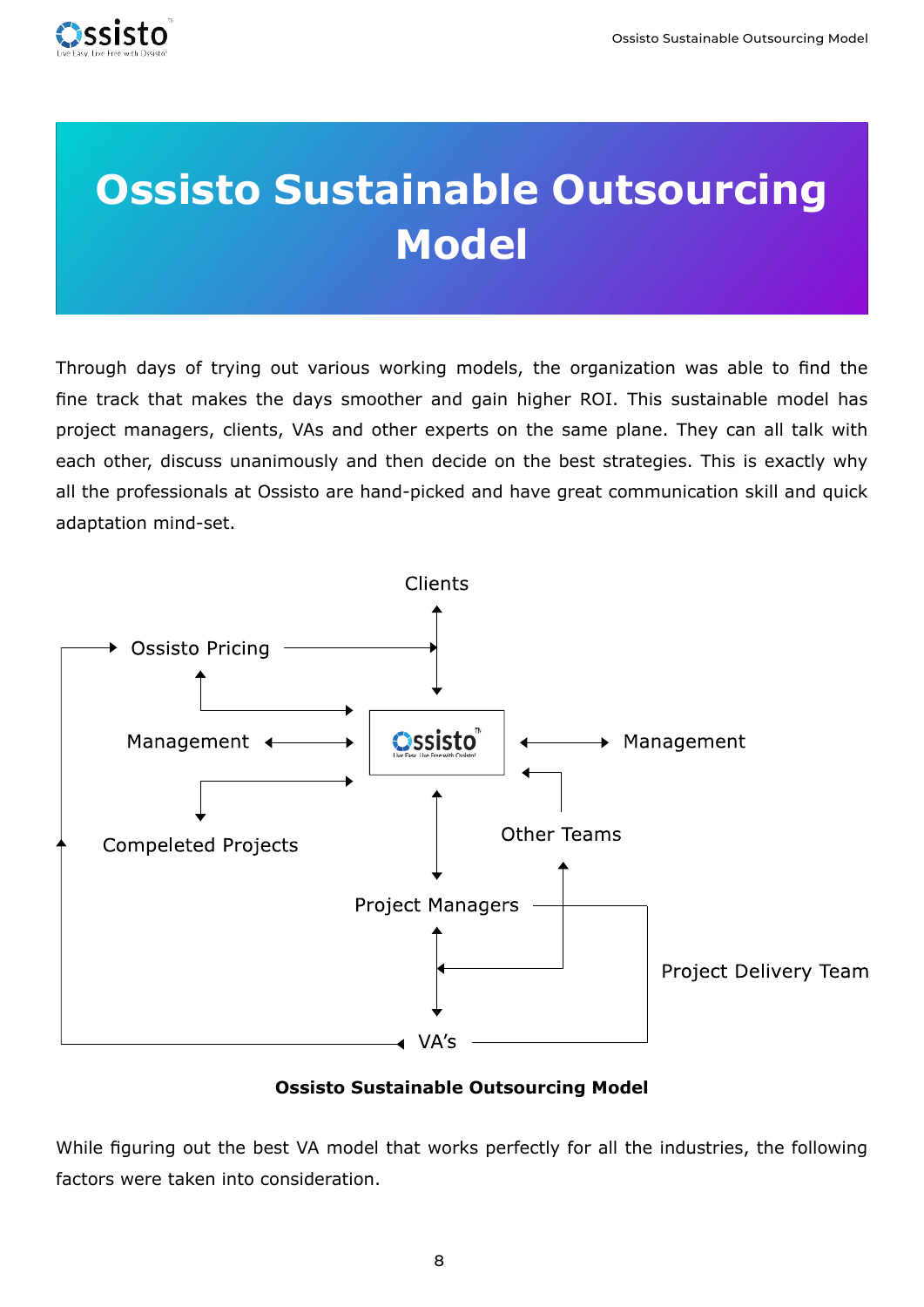# Ossisto Sustainable Outsourcing Model

Through days of trying out various working models, the organization was able to find the fine track that makes the days smoother and gain higher ROI. This sustainable model has project managers, clients, VAs and other experts on the same plane. They can all talk with each other, discuss unanimously and then decide on the best strategies. This is exactly why all the professionals at Ossisto are hand-picked and have great communication skill and quick adaptation mind-set.

Clients

Ossisto Pricing

Management

Ossisto

Management

Compeleted Projects

Other Teams

Project Managers

Project Delivery Team

VA's

**Ossisto Sustainable Outsourcing Model**

While figuring out the best VA model that works perfectly for all the industries, the following factors were taken into consideration.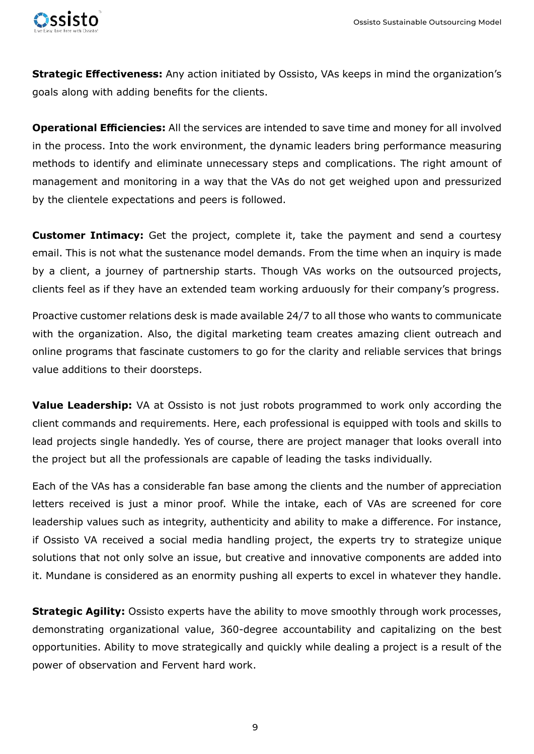**Strategic Effectiveness:** Any action initiated by Ossisto, VAs keeps in mind the organization's goals along with adding benefits for the clients.

**Operational Efficiencies:** All the services are intended to save time and money for all involved in the process. Into the work environment, the dynamic leaders bring performance measuring methods to identify and eliminate unnecessary steps and complications. The right amount of management and monitoring in a way that the VAs do not get weighed upon and pressurized by the clientele expectations and peers is followed.

**Customer Intimacy:** Get the project, complete it, take the payment and send a courtesy email. This is not what the sustenance model demands. From the time when an inquiry is made by a client, a journey of partnership starts. Though VAs works on the outsourced projects, clients feel as if they have an extended team working arduously for their company's progress.

Proactive customer relations desk is made available 24/7 to all those who wants to communicate with the organization. Also, the digital marketing team creates amazing client outreach and online programs that fascinate customers to go for the clarity and reliable services that brings value additions to their doorsteps.

**Value Leadership:** VA at Ossisto is not just robots programmed to work only according the client commands and requirements. Here, each professional is equipped with tools and skills to lead projects single handedly. Yes of course, there are project manager that looks overall into the project but all the professionals are capable of leading the tasks individually.

Each of the VAs has a considerable fan base among the clients and the number of appreciation letters received is just a minor proof. While the intake, each of VAs are screened for core leadership values such as integrity, authenticity and ability to make a difference. For instance, if Ossisto VA received a social media handling project, the experts try to strategize unique solutions that not only solve an issue, but creative and innovative components are added into it. Mundane is considered as an enormity pushing all experts to excel in whatever they handle.

**Strategic Agility:** Ossisto experts have the ability to move smoothly through work processes, demonstrating organizational value, 360-degree accountability and capitalizing on the best opportunities. Ability to move strategically and quickly while dealing a project is a result of the power of observation and Fervent hard work.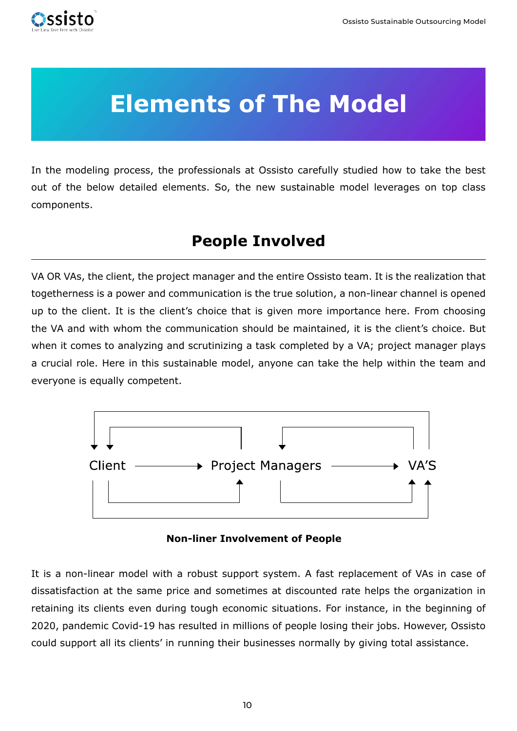# Elements of The Model

In the modeling process, the professionals at Ossisto carefully studied how to take the best out of the below detailed elements. So, the new sustainable model leverages on top class components.

## People Involved

VA OR VAs, the client, the project manager and the entire Ossisto team. It is the realization that togetherness is a power and communication is the true solution, a non-linear channel is opened up to the client. It is the client's choice that is given more importance here. From choosing the VA and with whom the communication should be maintained, it is the client's choice. But when it comes to analyzing and scrutinizing a task completed by a VA; project manager plays a crucial role. Here in this sustainable model, anyone can take the help within the team and everyone is equally competent.

Client → Project Managers → VA'S

**Non-liner Involvement of People**

It is a non-linear model with a robust support system. A fast replacement of VAs in case of dissatisfaction at the same price and sometimes at discounted rate helps the organization in retaining its clients even during tough economic situations. For instance, in the beginning of 2020, pandemic Covid-19 has resulted in millions of people losing their jobs. However, Ossisto could support all its clients' in running their businesses normally by giving total assistance.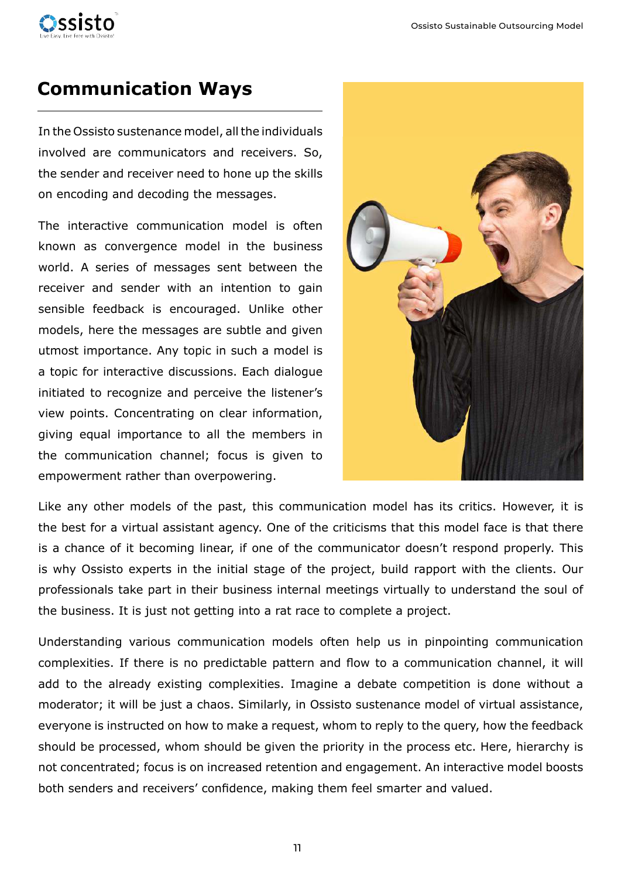## Communication Ways

In the Ossisto sustenance model, all the individuals involved are communicators and receivers. So, the sender and receiver need to hone up the skills on encoding and decoding the messages.

The interactive communication model is often known as convergence model in the business world. A series of messages sent between the receiver and sender with an intention to gain sensible feedback is encouraged. Unlike other models, here the messages are subtle and given utmost importance. Any topic in such a model is a topic for interactive discussions. Each dialogue initiated to recognize and perceive the listener's view points. Concentrating on clear information, giving equal importance to all the members in the communication channel; focus is given to empowerment rather than overpowering.

Like any other models of the past, this communication model has its critics. However, it is the best for a virtual assistant agency. One of the criticisms that this model face is that there is a chance of it becoming linear, if one of the communicator doesn't respond properly. This is why Ossisto experts in the initial stage of the project, build rapport with the clients. Our professionals take part in their business internal meetings virtually to understand the soul of the business. It is just not getting into a rat race to complete a project.

Understanding various communication models often help us in pinpointing communication complexities. If there is no predictable pattern and flow to a communication channel, it will add to the already existing complexities. Imagine a debate competition is done without a moderator; it will be just a chaos. Similarly, in Ossisto sustenance model of virtual assistance, everyone is instructed on how to make a request, whom to reply to the query, how the feedback should be processed, whom should be given the priority in the process etc. Here, hierarchy is not concentrated; focus is on increased retention and engagement. An interactive model boosts both senders and receivers' confidence, making them feel smarter and valued.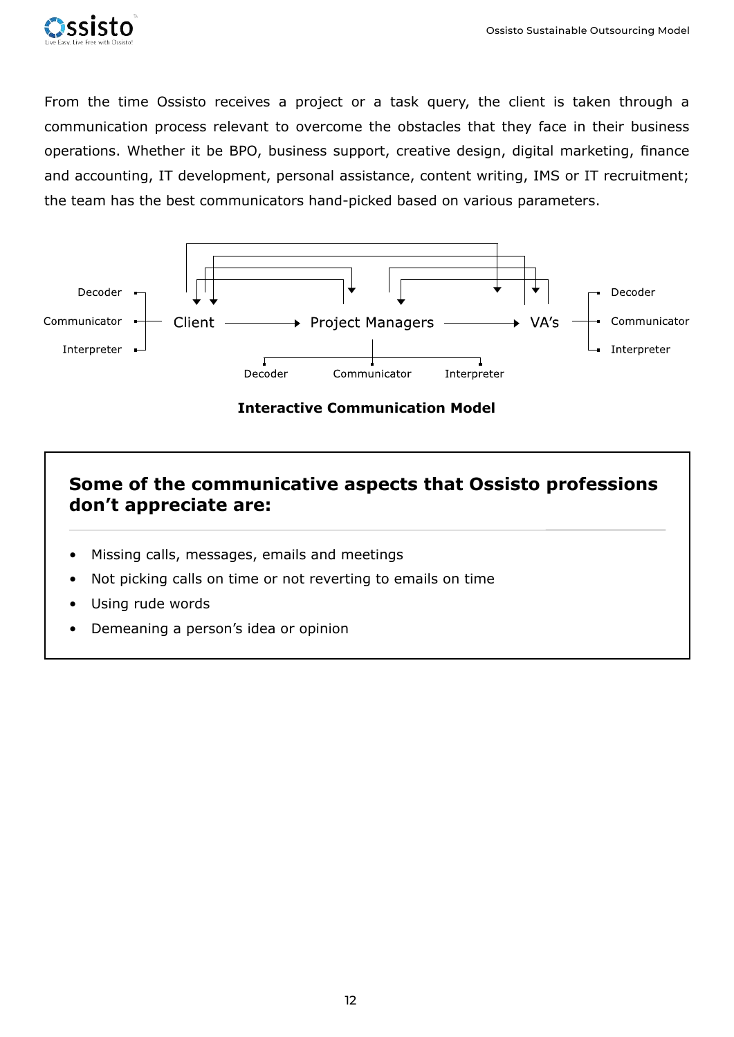From the time Ossisto receives a project or a task query, the client is taken through a communication process relevant to overcome the obstacles that they face in their business operations. Whether it be BPO, business support, creative design, digital marketing, finance and accounting, IT development, personal assistance, content writing, IMS or IT recruitment; the team has the best communicators hand-picked based on various parameters.

Decoder
Communicator
Interpreter
Client
Project Managers
VA's
Decoder
Communicator
Interpreter
Decoder
Communicator
Interpreter

**Interactive Communication Model**

### Some of the communicative aspects that Ossisto professions don't appreciate are:

- Missing calls, messages, emails and meetings
- Not picking calls on time or not reverting to emails on time
- Using rude words
- Demeaning a person's idea or opinion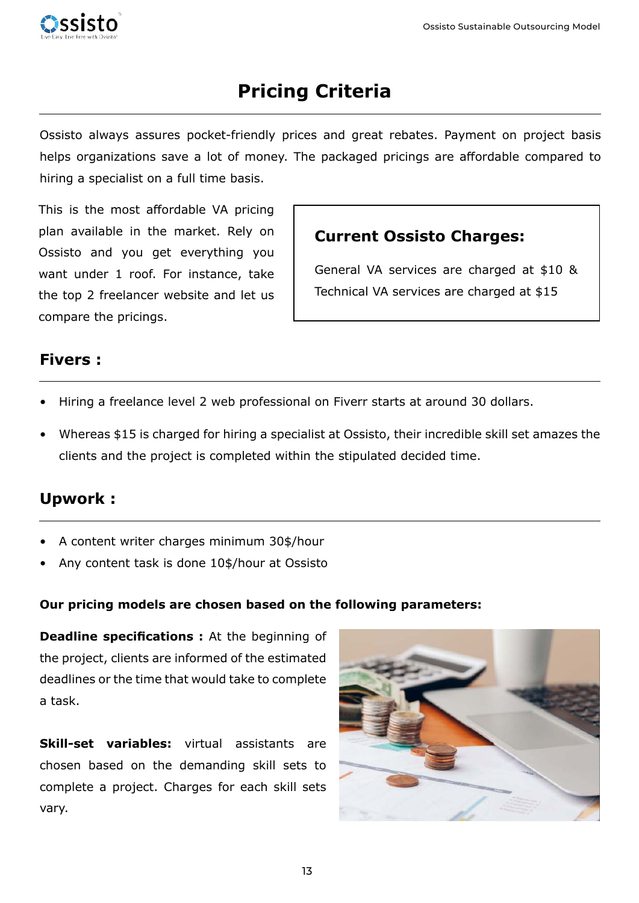# Pricing Criteria

Ossisto always assures pocket-friendly prices and great rebates. Payment on project basis helps organizations save a lot of money. The packaged pricings are affordable compared to hiring a specialist on a full time basis.

This is the most affordable VA pricing plan available in the market. Rely on Ossisto and you get everything you want under 1 roof. For instance, take the top 2 freelancer website and let us compare the pricings.

### Current Ossisto Charges:

General VA services are charged at $10 & Technical VA services are charged at $15

## Fivers :

- Hiring a freelance level 2 web professional on Fiverr starts at around 30 dollars.
- Whereas $15 is charged for hiring a specialist at Ossisto, their incredible skill set amazes the clients and the project is completed within the stipulated decided time.

## Upwork :

- A content writer charges minimum 30$/hour
- Any content task is done 10$/hour at Ossisto

**Our pricing models are chosen based on the following parameters:**

**Deadline specifications :** At the beginning of the project, clients are informed of the estimated deadlines or the time that would take to complete a task.

**Skill-set variables:** virtual assistants are chosen based on the demanding skill sets to complete a project. Charges for each skill sets vary.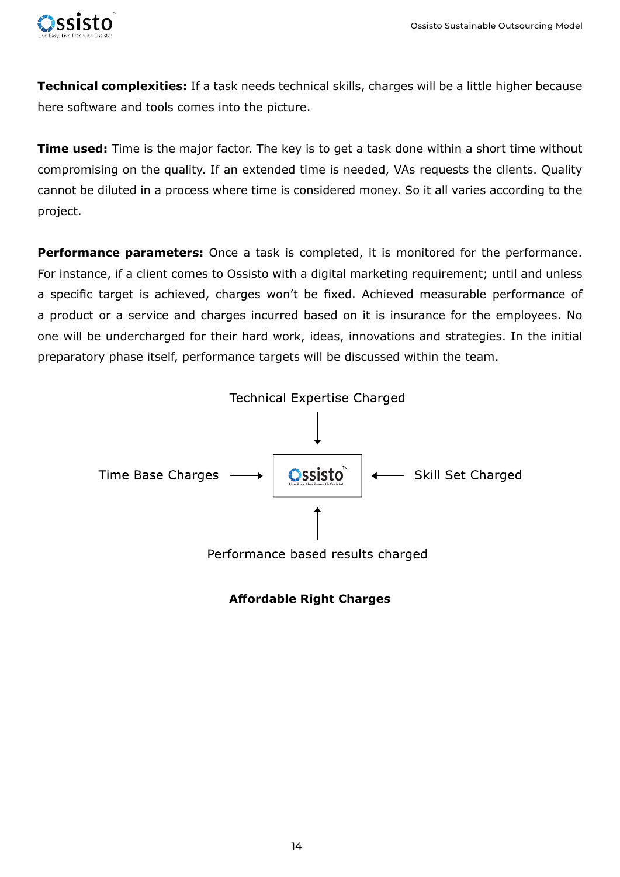**Technical complexities:** If a task needs technical skills, charges will be a little higher because here software and tools comes into the picture.

**Time used:** Time is the major factor. The key is to get a task done within a short time without compromising on the quality. If an extended time is needed, VAs requests the clients. Quality cannot be diluted in a process where time is considered money. So it all varies according to the project.

**Performance parameters:** Once a task is completed, it is monitored for the performance. For instance, if a client comes to Ossisto with a digital marketing requirement; until and unless a specific target is achieved, charges won't be fixed. Achieved measurable performance of a product or a service and charges incurred based on it is insurance for the employees. No one will be undercharged for their hard work, ideas, innovations and strategies. In the initial preparatory phase itself, performance targets will be discussed within the team.

Technical Expertise Charged

Time Base Charges

Ossisto

Skill Set Charged

Performance based results charged

**Affordable Right Charges**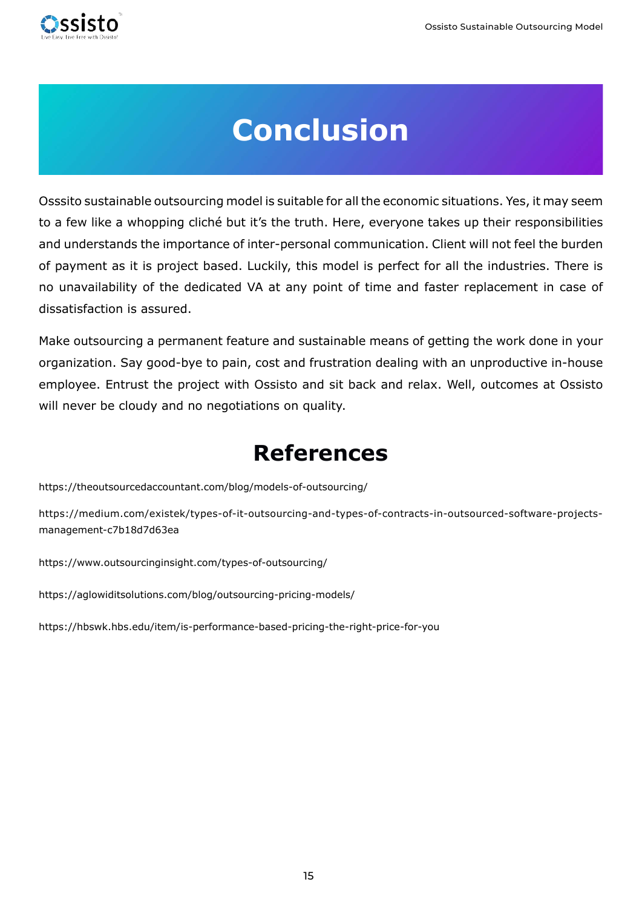# Conclusion

Osssito sustainable outsourcing model is suitable for all the economic situations. Yes, it may seem to a few like a whopping cliché but it's the truth. Here, everyone takes up their responsibilities and understands the importance of inter-personal communication. Client will not feel the burden of payment as it is project based. Luckily, this model is perfect for all the industries. There is no unavailability of the dedicated VA at any point of time and faster replacement in case of dissatisfaction is assured.

Make outsourcing a permanent feature and sustainable means of getting the work done in your organization. Say good-bye to pain, cost and frustration dealing with an unproductive in-house employee. Entrust the project with Ossisto and sit back and relax. Well, outcomes at Ossisto will never be cloudy and no negotiations on quality.

# References

https://theoutsourcedaccountant.com/blog/models-of-outsourcing/

https://medium.com/existek/types-of-it-outsourcing-and-types-of-contracts-in-outsourced-software-projects-management-c7b18d7d63ea

https://www.outsourcinginsight.com/types-of-outsourcing/

https://aglowiditsolutions.com/blog/outsourcing-pricing-models/

https://hbswk.hbs.edu/item/is-performance-based-pricing-the-right-price-for-you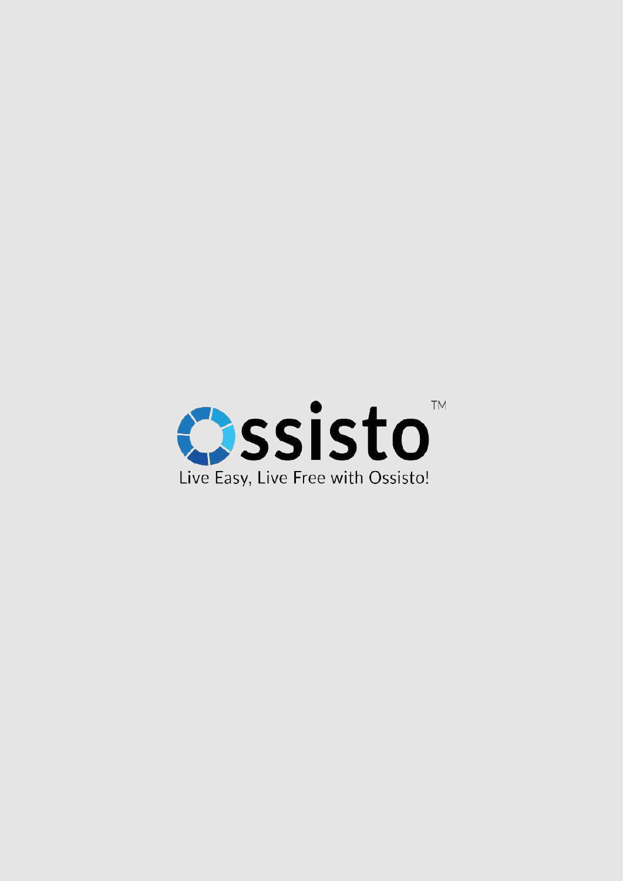Ossisto™

Live Easy, Live Free with Ossisto!